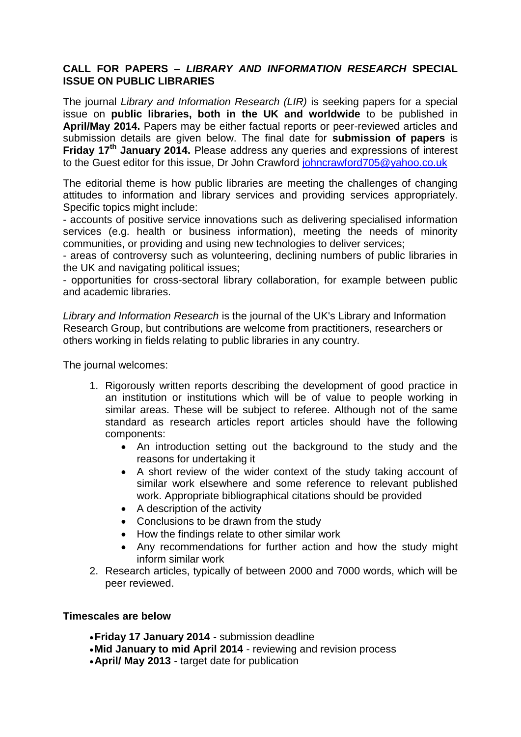**CALL FOR PAPERS –** ***LIBRARY AND INFORMATION RESEARCH*** **SPECIAL ISSUE ON PUBLIC LIBRARIES**

The journal *Library and Information Research (LIR)* is seeking papers for a special issue on **public libraries, both in the UK and worldwide** to be published in **April/May 2014.** Papers may be either factual reports or peer-reviewed articles and submission details are given below. The final date for **submission of papers** is **Friday 17th January 2014.** Please address any queries and expressions of interest to the Guest editor for this issue, Dr John Crawford johncrawford705@yahoo.co.uk

The editorial theme is how public libraries are meeting the challenges of changing attitudes to information and library services and providing services appropriately. Specific topics might include:

- accounts of positive service innovations such as delivering specialised information services (e.g. health or business information), meeting the needs of minority communities, or providing and using new technologies to deliver services;
- areas of controversy such as volunteering, declining numbers of public libraries in the UK and navigating political issues;
- opportunities for cross-sectoral library collaboration, for example between public and academic libraries.

*Library and Information Research* is the journal of the UK's Library and Information Research Group, but contributions are welcome from practitioners, researchers or others working in fields relating to public libraries in any country.

The journal welcomes:

1. Rigorously written reports describing the development of good practice in an institution or institutions which will be of value to people working in similar areas. These will be subject to referee. Although not of the same standard as research articles report articles should have the following components:
    - An introduction setting out the background to the study and the reasons for undertaking it
    - A short review of the wider context of the study taking account of similar work elsewhere and some reference to relevant published work. Appropriate bibliographical citations should be provided
    - A description of the activity
    - Conclusions to be drawn from the study
    - How the findings relate to other similar work
    - Any recommendations for further action and how the study might inform similar work
2. Research articles, typically of between 2000 and 7000 words, which will be peer reviewed.

**Timescales are below**

- **Friday 17 January 2014** - submission deadline
- **Mid January to mid April 2014** - reviewing and revision process
- **April/ May 2013** - target date for publication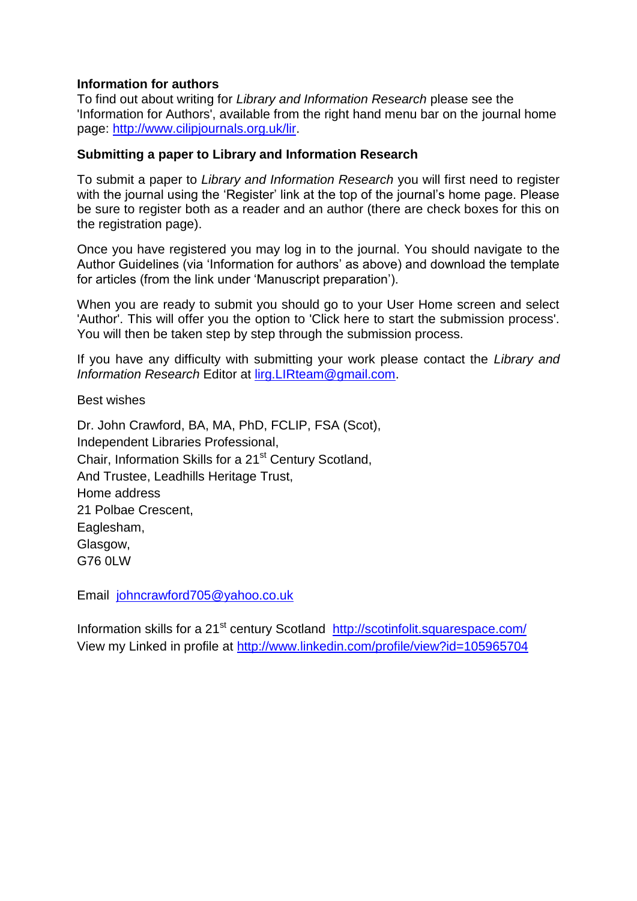**Information for authors**

To find out about writing for *Library and Information Research* please see the 'Information for Authors', available from the right hand menu bar on the journal home page: http://www.cilipjournals.org.uk/lir.

**Submitting a paper to Library and Information Research**

To submit a paper to *Library and Information Research* you will first need to register with the journal using the 'Register' link at the top of the journal's home page. Please be sure to register both as a reader and an author (there are check boxes for this on the registration page).

Once you have registered you may log in to the journal. You should navigate to the Author Guidelines (via 'Information for authors' as above) and download the template for articles (from the link under 'Manuscript preparation').

When you are ready to submit you should go to your User Home screen and select 'Author'. This will offer you the option to 'Click here to start the submission process'. You will then be taken step by step through the submission process.

If you have any difficulty with submitting your work please contact the *Library and Information Research* Editor at lirg.LIRteam@gmail.com.

Best wishes

Dr. John Crawford, BA, MA, PhD, FCLIP, FSA (Scot),
Independent Libraries Professional,
Chair, Information Skills for a 21st Century Scotland,
And Trustee, Leadhills Heritage Trust,
Home address
21 Polbae Crescent,
Eaglesham,
Glasgow,
G76 0LW

Email johncrawford705@yahoo.co.uk

Information skills for a 21st century Scotland http://scotinfolit.squarespace.com/
View my Linked in profile at http://www.linkedin.com/profile/view?id=105965704